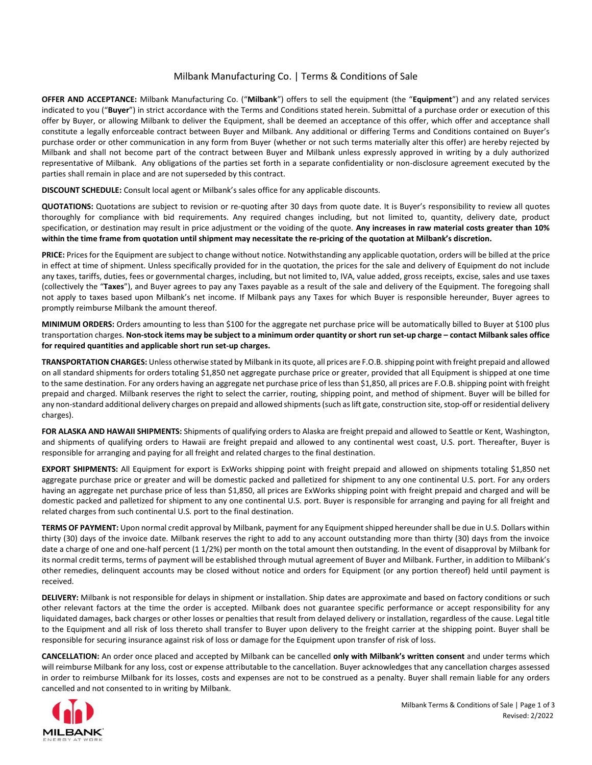# Milbank Manufacturing Co. | Terms & Conditions of Sale

**OFFER AND ACCEPTANCE:** Milbank Manufacturing Co. ("**Milbank**") offers to sell the equipment (the "**Equipment**") and any related services indicated to you ("**Buyer**") in strict accordance with the Terms and Conditions stated herein. Submittal of a purchase order or execution of this offer by Buyer, or allowing Milbank to deliver the Equipment, shall be deemed an acceptance of this offer, which offer and acceptance shall constitute a legally enforceable contract between Buyer and Milbank. Any additional or differing Terms and Conditions contained on Buyer's purchase order or other communication in any form from Buyer (whether or not such terms materially alter this offer) are hereby rejected by Milbank and shall not become part of the contract between Buyer and Milbank unless expressly approved in writing by a duly authorized representative of Milbank. Any obligations of the parties set forth in a separate confidentiality or non-disclosure agreement executed by the parties shall remain in place and are not superseded by this contract.

**DISCOUNT SCHEDULE:** Consult local agent or Milbank's sales office for any applicable discounts.

**QUOTATIONS:** Quotations are subject to revision or re-quoting after 30 days from quote date. It is Buyer's responsibility to review all quotes thoroughly for compliance with bid requirements. Any required changes including, but not limited to, quantity, delivery date, product specification, or destination may result in price adjustment or the voiding of the quote. **Any increases in raw material costs greater than 10% within the time frame from quotation until shipment may necessitate the re-pricing of the quotation at Milbank's discretion.**

**PRICE:** Prices for the Equipment are subject to change without notice. Notwithstanding any applicable quotation, orders will be billed at the price in effect at time of shipment. Unless specifically provided for in the quotation, the prices for the sale and delivery of Equipment do not include any taxes, tariffs, duties, fees or governmental charges, including, but not limited to, IVA, value added, gross receipts, excise, sales and use taxes (collectively the "**Taxes**"), and Buyer agrees to pay any Taxes payable as a result of the sale and delivery of the Equipment. The foregoing shall not apply to taxes based upon Milbank's net income. If Milbank pays any Taxes for which Buyer is responsible hereunder, Buyer agrees to promptly reimburse Milbank the amount thereof.

**MINIMUM ORDERS:** Orders amounting to less than $100 for the aggregate net purchase price will be automatically billed to Buyer at $100 plus transportation charges. **Non-stock items may be subject to a minimum order quantity or short run set-up charge – contact Milbank sales office for required quantities and applicable short run set-up charges.**

**TRANSPORTATION CHARGES:** Unless otherwise stated by Milbank in its quote, all prices are F.O.B. shipping point with freight prepaid and allowed on all standard shipments for orders totaling $1,850 net aggregate purchase price or greater, provided that all Equipment is shipped at one time to the same destination. For any orders having an aggregate net purchase price of less than $1,850, all prices are F.O.B. shipping point with freight prepaid and charged. Milbank reserves the right to select the carrier, routing, shipping point, and method of shipment. Buyer will be billed for any non-standard additional delivery charges on prepaid and allowed shipments (such as lift gate, construction site, stop-off or residential delivery charges).

**FOR ALASKA AND HAWAII SHIPMENTS:** Shipments of qualifying orders to Alaska are freight prepaid and allowed to Seattle or Kent, Washington, and shipments of qualifying orders to Hawaii are freight prepaid and allowed to any continental west coast, U.S. port. Thereafter, Buyer is responsible for arranging and paying for all freight and related charges to the final destination.

**EXPORT SHIPMENTS:** All Equipment for export is ExWorks shipping point with freight prepaid and allowed on shipments totaling $1,850 net aggregate purchase price or greater and will be domestic packed and palletized for shipment to any one continental U.S. port. For any orders having an aggregate net purchase price of less than $1,850, all prices are ExWorks shipping point with freight prepaid and charged and will be domestic packed and palletized for shipment to any one continental U.S. port. Buyer is responsible for arranging and paying for all freight and related charges from such continental U.S. port to the final destination.

**TERMS OF PAYMENT:** Upon normal credit approval by Milbank, payment for any Equipment shipped hereunder shall be due in U.S. Dollars within thirty (30) days of the invoice date. Milbank reserves the right to add to any account outstanding more than thirty (30) days from the invoice date a charge of one and one-half percent (1 1/2%) per month on the total amount then outstanding. In the event of disapproval by Milbank for its normal credit terms, terms of payment will be established through mutual agreement of Buyer and Milbank. Further, in addition to Milbank's other remedies, delinquent accounts may be closed without notice and orders for Equipment (or any portion thereof) held until payment is received.

**DELIVERY:** Milbank is not responsible for delays in shipment or installation. Ship dates are approximate and based on factory conditions or such other relevant factors at the time the order is accepted. Milbank does not guarantee specific performance or accept responsibility for any liquidated damages, back charges or other losses or penalties that result from delayed delivery or installation, regardless of the cause. Legal title to the Equipment and all risk of loss thereto shall transfer to Buyer upon delivery to the freight carrier at the shipping point. Buyer shall be responsible for securing insurance against risk of loss or damage for the Equipment upon transfer of risk of loss.

**CANCELLATION:** An order once placed and accepted by Milbank can be cancelled **only with Milbank's written consent** and under terms which will reimburse Milbank for any loss, cost or expense attributable to the cancellation. Buyer acknowledges that any cancellation charges assessed in order to reimburse Milbank for its losses, costs and expenses are not to be construed as a penalty. Buyer shall remain liable for any orders cancelled and not consented to in writing by Milbank.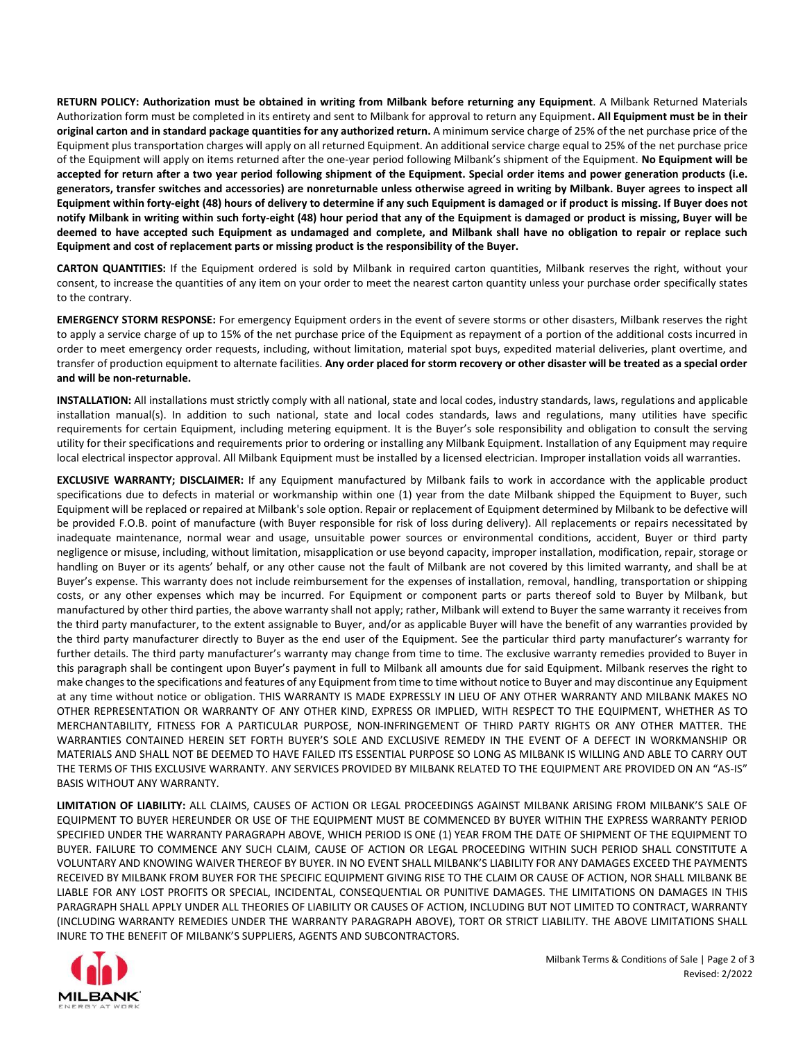**RETURN POLICY: Authorization must be obtained in writing from Milbank before returning any Equipment**. A Milbank Returned Materials Authorization form must be completed in its entirety and sent to Milbank for approval to return any Equipment**. All Equipment must be in their original carton and in standard package quantities for any authorized return.** A minimum service charge of 25% of the net purchase price of the Equipment plus transportation charges will apply on all returned Equipment. An additional service charge equal to 25% of the net purchase price of the Equipment will apply on items returned after the one-year period following Milbank's shipment of the Equipment. **No Equipment will be accepted for return after a two year period following shipment of the Equipment. Special order items and power generation products (i.e. generators, transfer switches and accessories) are nonreturnable unless otherwise agreed in writing by Milbank. Buyer agrees to inspect all Equipment within forty-eight (48) hours of delivery to determine if any such Equipment is damaged or if product is missing. If Buyer does not notify Milbank in writing within such forty-eight (48) hour period that any of the Equipment is damaged or product is missing, Buyer will be deemed to have accepted such Equipment as undamaged and complete, and Milbank shall have no obligation to repair or replace such Equipment and cost of replacement parts or missing product is the responsibility of the Buyer.**

**CARTON QUANTITIES:** If the Equipment ordered is sold by Milbank in required carton quantities, Milbank reserves the right, without your consent, to increase the quantities of any item on your order to meet the nearest carton quantity unless your purchase order specifically states to the contrary.

**EMERGENCY STORM RESPONSE:** For emergency Equipment orders in the event of severe storms or other disasters, Milbank reserves the right to apply a service charge of up to 15% of the net purchase price of the Equipment as repayment of a portion of the additional costs incurred in order to meet emergency order requests, including, without limitation, material spot buys, expedited material deliveries, plant overtime, and transfer of production equipment to alternate facilities. **Any order placed for storm recovery or other disaster will be treated as a special order and will be non-returnable.**

**INSTALLATION:** All installations must strictly comply with all national, state and local codes, industry standards, laws, regulations and applicable installation manual(s). In addition to such national, state and local codes standards, laws and regulations, many utilities have specific requirements for certain Equipment, including metering equipment. It is the Buyer's sole responsibility and obligation to consult the serving utility for their specifications and requirements prior to ordering or installing any Milbank Equipment. Installation of any Equipment may require local electrical inspector approval. All Milbank Equipment must be installed by a licensed electrician. Improper installation voids all warranties.

**EXCLUSIVE WARRANTY; DISCLAIMER:** If any Equipment manufactured by Milbank fails to work in accordance with the applicable product specifications due to defects in material or workmanship within one (1) year from the date Milbank shipped the Equipment to Buyer, such Equipment will be replaced or repaired at Milbank's sole option. Repair or replacement of Equipment determined by Milbank to be defective will be provided F.O.B. point of manufacture (with Buyer responsible for risk of loss during delivery). All replacements or repairs necessitated by inadequate maintenance, normal wear and usage, unsuitable power sources or environmental conditions, accident, Buyer or third party negligence or misuse, including, without limitation, misapplication or use beyond capacity, improper installation, modification, repair, storage or handling on Buyer or its agents' behalf, or any other cause not the fault of Milbank are not covered by this limited warranty, and shall be at Buyer's expense. This warranty does not include reimbursement for the expenses of installation, removal, handling, transportation or shipping costs, or any other expenses which may be incurred. For Equipment or component parts or parts thereof sold to Buyer by Milbank, but manufactured by other third parties, the above warranty shall not apply; rather, Milbank will extend to Buyer the same warranty it receives from the third party manufacturer, to the extent assignable to Buyer, and/or as applicable Buyer will have the benefit of any warranties provided by the third party manufacturer directly to Buyer as the end user of the Equipment. See the particular third party manufacturer's warranty for further details. The third party manufacturer's warranty may change from time to time. The exclusive warranty remedies provided to Buyer in this paragraph shall be contingent upon Buyer's payment in full to Milbank all amounts due for said Equipment. Milbank reserves the right to make changes to the specifications and features of any Equipment from time to time without notice to Buyer and may discontinue any Equipment at any time without notice or obligation. THIS WARRANTY IS MADE EXPRESSLY IN LIEU OF ANY OTHER WARRANTY AND MILBANK MAKES NO OTHER REPRESENTATION OR WARRANTY OF ANY OTHER KIND, EXPRESS OR IMPLIED, WITH RESPECT TO THE EQUIPMENT, WHETHER AS TO MERCHANTABILITY, FITNESS FOR A PARTICULAR PURPOSE, NON-INFRINGEMENT OF THIRD PARTY RIGHTS OR ANY OTHER MATTER. THE WARRANTIES CONTAINED HEREIN SET FORTH BUYER'S SOLE AND EXCLUSIVE REMEDY IN THE EVENT OF A DEFECT IN WORKMANSHIP OR MATERIALS AND SHALL NOT BE DEEMED TO HAVE FAILED ITS ESSENTIAL PURPOSE SO LONG AS MILBANK IS WILLING AND ABLE TO CARRY OUT THE TERMS OF THIS EXCLUSIVE WARRANTY. ANY SERVICES PROVIDED BY MILBANK RELATED TO THE EQUIPMENT ARE PROVIDED ON AN "AS-IS" BASIS WITHOUT ANY WARRANTY.

**LIMITATION OF LIABILITY:** ALL CLAIMS, CAUSES OF ACTION OR LEGAL PROCEEDINGS AGAINST MILBANK ARISING FROM MILBANK'S SALE OF EQUIPMENT TO BUYER HEREUNDER OR USE OF THE EQUIPMENT MUST BE COMMENCED BY BUYER WITHIN THE EXPRESS WARRANTY PERIOD SPECIFIED UNDER THE WARRANTY PARAGRAPH ABOVE, WHICH PERIOD IS ONE (1) YEAR FROM THE DATE OF SHIPMENT OF THE EQUIPMENT TO BUYER. FAILURE TO COMMENCE ANY SUCH CLAIM, CAUSE OF ACTION OR LEGAL PROCEEDING WITHIN SUCH PERIOD SHALL CONSTITUTE A VOLUNTARY AND KNOWING WAIVER THEREOF BY BUYER. IN NO EVENT SHALL MILBANK'S LIABILITY FOR ANY DAMAGES EXCEED THE PAYMENTS RECEIVED BY MILBANK FROM BUYER FOR THE SPECIFIC EQUIPMENT GIVING RISE TO THE CLAIM OR CAUSE OF ACTION, NOR SHALL MILBANK BE LIABLE FOR ANY LOST PROFITS OR SPECIAL, INCIDENTAL, CONSEQUENTIAL OR PUNITIVE DAMAGES. THE LIMITATIONS ON DAMAGES IN THIS PARAGRAPH SHALL APPLY UNDER ALL THEORIES OF LIABILITY OR CAUSES OF ACTION, INCLUDING BUT NOT LIMITED TO CONTRACT, WARRANTY (INCLUDING WARRANTY REMEDIES UNDER THE WARRANTY PARAGRAPH ABOVE), TORT OR STRICT LIABILITY. THE ABOVE LIMITATIONS SHALL INURE TO THE BENEFIT OF MILBANK'S SUPPLIERS, AGENTS AND SUBCONTRACTORS.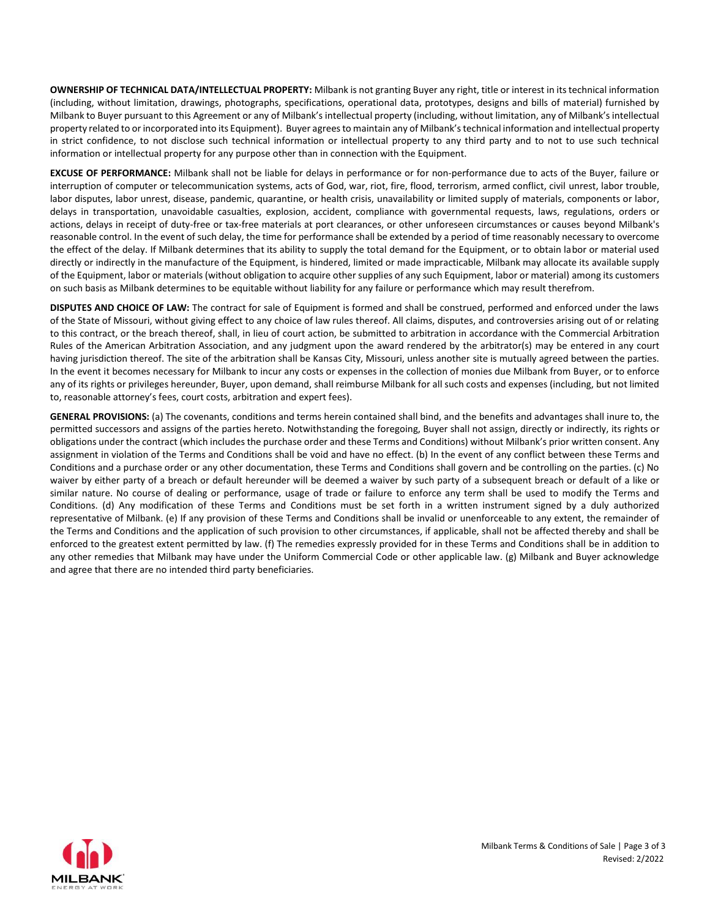**OWNERSHIP OF TECHNICAL DATA/INTELLECTUAL PROPERTY:** Milbank is not granting Buyer any right, title or interest in its technical information (including, without limitation, drawings, photographs, specifications, operational data, prototypes, designs and bills of material) furnished by Milbank to Buyer pursuant to this Agreement or any of Milbank's intellectual property (including, without limitation, any of Milbank's intellectual property related to or incorporated into its Equipment). Buyer agrees to maintain any of Milbank's technical information and intellectual property in strict confidence, to not disclose such technical information or intellectual property to any third party and to not to use such technical information or intellectual property for any purpose other than in connection with the Equipment.

**EXCUSE OF PERFORMANCE:** Milbank shall not be liable for delays in performance or for non-performance due to acts of the Buyer, failure or interruption of computer or telecommunication systems, acts of God, war, riot, fire, flood, terrorism, armed conflict, civil unrest, labor trouble, labor disputes, labor unrest, disease, pandemic, quarantine, or health crisis, unavailability or limited supply of materials, components or labor, delays in transportation, unavoidable casualties, explosion, accident, compliance with governmental requests, laws, regulations, orders or actions, delays in receipt of duty-free or tax-free materials at port clearances, or other unforeseen circumstances or causes beyond Milbank's reasonable control. In the event of such delay, the time for performance shall be extended by a period of time reasonably necessary to overcome the effect of the delay. If Milbank determines that its ability to supply the total demand for the Equipment, or to obtain labor or material used directly or indirectly in the manufacture of the Equipment, is hindered, limited or made impracticable, Milbank may allocate its available supply of the Equipment, labor or materials (without obligation to acquire other supplies of any such Equipment, labor or material) among its customers on such basis as Milbank determines to be equitable without liability for any failure or performance which may result therefrom.

**DISPUTES AND CHOICE OF LAW:** The contract for sale of Equipment is formed and shall be construed, performed and enforced under the laws of the State of Missouri, without giving effect to any choice of law rules thereof. All claims, disputes, and controversies arising out of or relating to this contract, or the breach thereof, shall, in lieu of court action, be submitted to arbitration in accordance with the Commercial Arbitration Rules of the American Arbitration Association, and any judgment upon the award rendered by the arbitrator(s) may be entered in any court having jurisdiction thereof. The site of the arbitration shall be Kansas City, Missouri, unless another site is mutually agreed between the parties. In the event it becomes necessary for Milbank to incur any costs or expenses in the collection of monies due Milbank from Buyer, or to enforce any of its rights or privileges hereunder, Buyer, upon demand, shall reimburse Milbank for all such costs and expenses (including, but not limited to, reasonable attorney's fees, court costs, arbitration and expert fees).

**GENERAL PROVISIONS:** (a) The covenants, conditions and terms herein contained shall bind, and the benefits and advantages shall inure to, the permitted successors and assigns of the parties hereto. Notwithstanding the foregoing, Buyer shall not assign, directly or indirectly, its rights or obligations under the contract (which includes the purchase order and these Terms and Conditions) without Milbank's prior written consent. Any assignment in violation of the Terms and Conditions shall be void and have no effect. (b) In the event of any conflict between these Terms and Conditions and a purchase order or any other documentation, these Terms and Conditions shall govern and be controlling on the parties. (c) No waiver by either party of a breach or default hereunder will be deemed a waiver by such party of a subsequent breach or default of a like or similar nature. No course of dealing or performance, usage of trade or failure to enforce any term shall be used to modify the Terms and Conditions. (d) Any modification of these Terms and Conditions must be set forth in a written instrument signed by a duly authorized representative of Milbank. (e) If any provision of these Terms and Conditions shall be invalid or unenforceable to any extent, the remainder of the Terms and Conditions and the application of such provision to other circumstances, if applicable, shall not be affected thereby and shall be enforced to the greatest extent permitted by law. (f) The remedies expressly provided for in these Terms and Conditions shall be in addition to any other remedies that Milbank may have under the Uniform Commercial Code or other applicable law. (g) Milbank and Buyer acknowledge and agree that there are no intended third party beneficiaries.